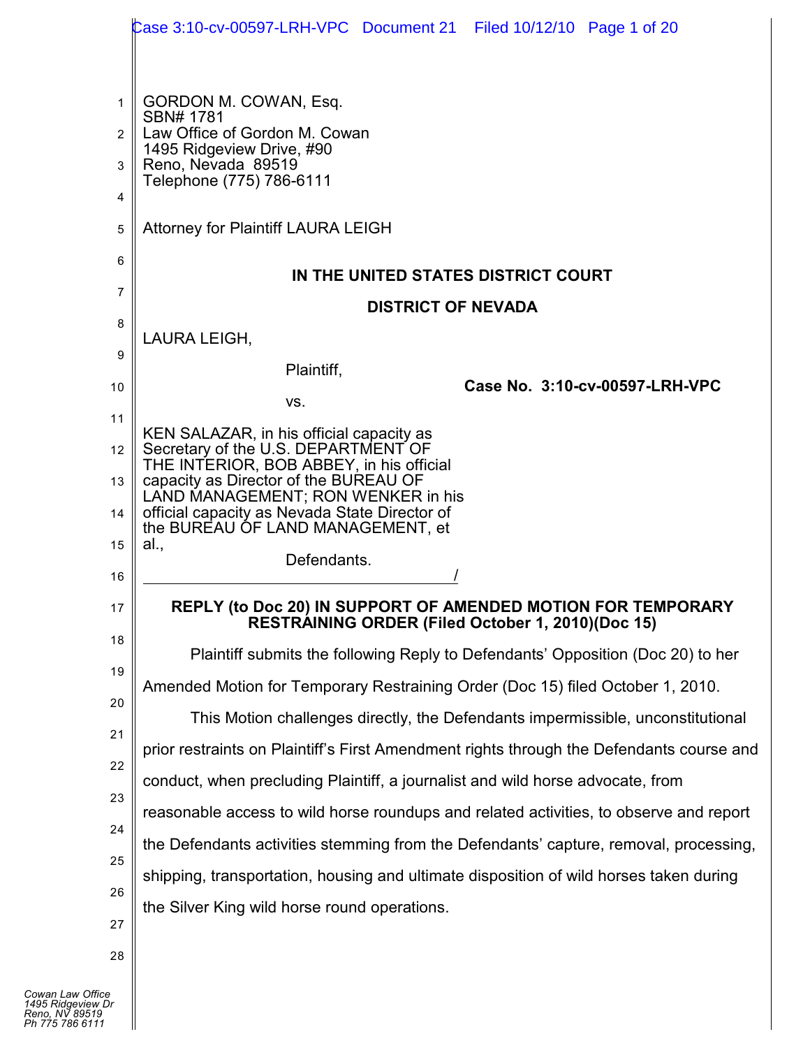GORDON M. COWAN, Esq.
SBN# 1781
Law Office of Gordon M. Cowan
1495 Ridgeview Drive, #90
Reno, Nevada 89519
Telephone (775) 786-6111

Attorney for Plaintiff LAURA LEIGH

**IN THE UNITED STATES DISTRICT COURT**

**DISTRICT OF NEVADA**

LAURA LEIGH,

Plaintiff,

vs.

KEN SALAZAR, in his official capacity as Secretary of the U.S. DEPARTMENT OF THE INTERIOR, BOB ABBEY, in his official capacity as Director of the BUREAU OF LAND MANAGEMENT; RON WENKER in his official capacity as Nevada State Director of the BUREAU OF LAND MANAGEMENT, et al.,

Defendants.
_______________________________________/

**Case No. 3:10-cv-00597-LRH-VPC**

**REPLY (to Doc 20) IN SUPPORT OF AMENDED MOTION FOR TEMPORARY RESTRAINING ORDER (Filed October 1, 2010)(Doc 15)**

Plaintiff submits the following Reply to Defendants' Opposition (Doc 20) to her Amended Motion for Temporary Restraining Order (Doc 15) filed October 1, 2010.

This Motion challenges directly, the Defendants impermissible, unconstitutional prior restraints on Plaintiff's First Amendment rights through the Defendants course and conduct, when precluding Plaintiff, a journalist and wild horse advocate, from reasonable access to wild horse roundups and related activities, to observe and report the Defendants activities stemming from the Defendants' capture, removal, processing, shipping, transportation, housing and ultimate disposition of wild horses taken during the Silver King wild horse round operations.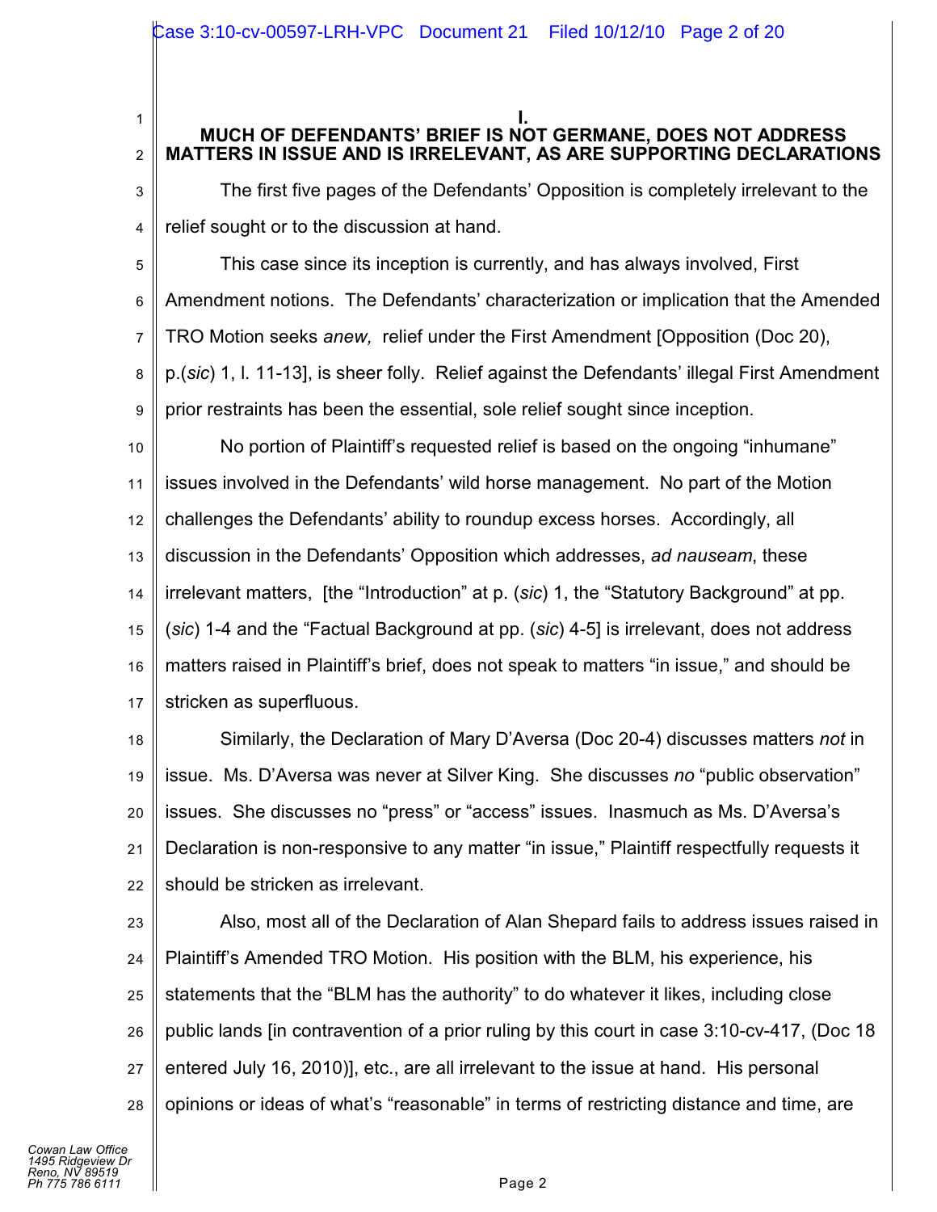## I.
## MUCH OF DEFENDANTS' BRIEF IS NOT GERMANE, DOES NOT ADDRESS MATTERS IN ISSUE AND IS IRRELEVANT, AS ARE SUPPORTING DECLARATIONS

The first five pages of the Defendants' Opposition is completely irrelevant to the relief sought or to the discussion at hand.

This case since its inception is currently, and has always involved, First Amendment notions. The Defendants' characterization or implication that the Amended TRO Motion seeks *anew,* relief under the First Amendment [Opposition (Doc 20), p.(*sic*) 1, l. 11-13], is sheer folly. Relief against the Defendants' illegal First Amendment prior restraints has been the essential, sole relief sought since inception.

No portion of Plaintiff's requested relief is based on the ongoing "inhumane" issues involved in the Defendants' wild horse management. No part of the Motion challenges the Defendants' ability to roundup excess horses. Accordingly, all discussion in the Defendants' Opposition which addresses, *ad nauseam*, these irrelevant matters, [the "Introduction" at p. (*sic*) 1, the "Statutory Background" at pp. (*sic*) 1-4 and the "Factual Background at pp. (*sic*) 4-5] is irrelevant, does not address matters raised in Plaintiff's brief, does not speak to matters "in issue," and should be stricken as superfluous.

Similarly, the Declaration of Mary D'Aversa (Doc 20-4) discusses matters *not* in issue. Ms. D'Aversa was never at Silver King. She discusses *no* "public observation" issues. She discusses no "press" or "access" issues. Inasmuch as Ms. D'Aversa's Declaration is non-responsive to any matter "in issue," Plaintiff respectfully requests it should be stricken as irrelevant.

Also, most all of the Declaration of Alan Shepard fails to address issues raised in Plaintiff's Amended TRO Motion. His position with the BLM, his experience, his statements that the "BLM has the authority" to do whatever it likes, including close public lands [in contravention of a prior ruling by this court in case 3:10-cv-417, (Doc 18 entered July 16, 2010)], etc., are all irrelevant to the issue at hand. His personal opinions or ideas of what's "reasonable" in terms of restricting distance and time, are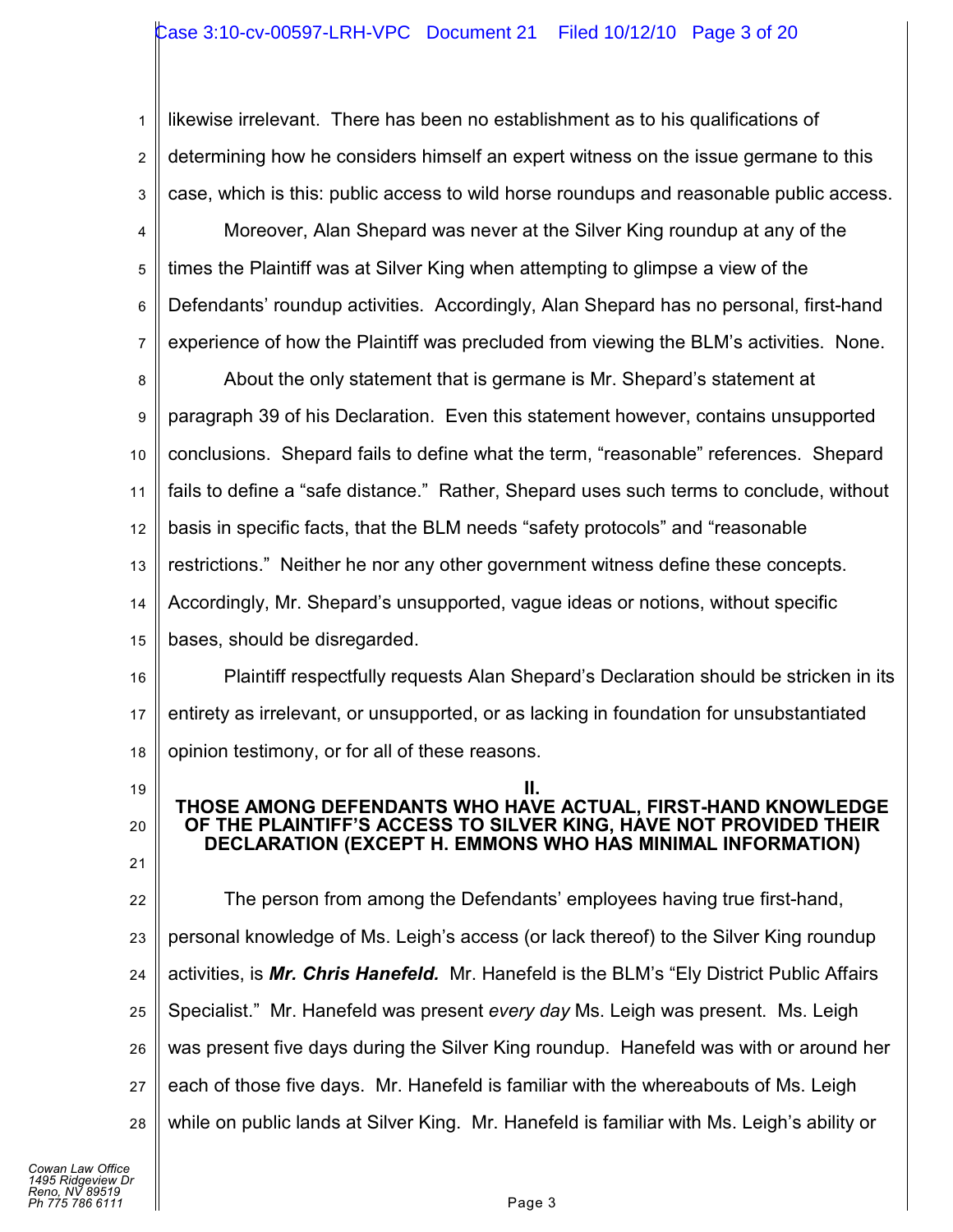likewise irrelevant. There has been no establishment as to his qualifications of determining how he considers himself an expert witness on the issue germane to this case, which is this: public access to wild horse roundups and reasonable public access.

Moreover, Alan Shepard was never at the Silver King roundup at any of the times the Plaintiff was at Silver King when attempting to glimpse a view of the Defendants' roundup activities. Accordingly, Alan Shepard has no personal, first-hand experience of how the Plaintiff was precluded from viewing the BLM's activities. None.

About the only statement that is germane is Mr. Shepard's statement at paragraph 39 of his Declaration. Even this statement however, contains unsupported conclusions. Shepard fails to define what the term, "reasonable" references. Shepard fails to define a "safe distance." Rather, Shepard uses such terms to conclude, without basis in specific facts, that the BLM needs "safety protocols" and "reasonable restrictions." Neither he nor any other government witness define these concepts. Accordingly, Mr. Shepard's unsupported, vague ideas or notions, without specific bases, should be disregarded.

Plaintiff respectfully requests Alan Shepard's Declaration should be stricken in its entirety as irrelevant, or unsupported, or as lacking in foundation for unsubstantiated opinion testimony, or for all of these reasons.

## II.
## THOSE AMONG DEFENDANTS WHO HAVE ACTUAL, FIRST-HAND KNOWLEDGE OF THE PLAINTIFF'S ACCESS TO SILVER KING, HAVE NOT PROVIDED THEIR DECLARATION (EXCEPT H. EMMONS WHO HAS MINIMAL INFORMATION)

The person from among the Defendants' employees having true first-hand, personal knowledge of Ms. Leigh's access (or lack thereof) to the Silver King roundup activities, is ***Mr. Chris Hanefeld.*** Mr. Hanefeld is the BLM's "Ely District Public Affairs Specialist." Mr. Hanefeld was present *every day* Ms. Leigh was present. Ms. Leigh was present five days during the Silver King roundup. Hanefeld was with or around her each of those five days. Mr. Hanefeld is familiar with the whereabouts of Ms. Leigh while on public lands at Silver King. Mr. Hanefeld is familiar with Ms. Leigh's ability or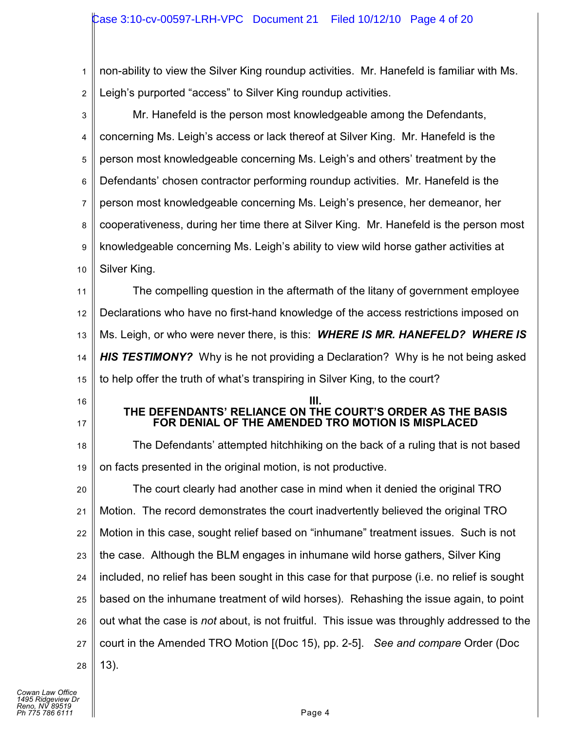non-ability to view the Silver King roundup activities. Mr. Hanefeld is familiar with Ms. Leigh's purported "access" to Silver King roundup activities.

Mr. Hanefeld is the person most knowledgeable among the Defendants, concerning Ms. Leigh's access or lack thereof at Silver King. Mr. Hanefeld is the person most knowledgeable concerning Ms. Leigh's and others' treatment by the Defendants' chosen contractor performing roundup activities. Mr. Hanefeld is the person most knowledgeable concerning Ms. Leigh's presence, her demeanor, her cooperativeness, during her time there at Silver King. Mr. Hanefeld is the person most knowledgeable concerning Ms. Leigh's ability to view wild horse gather activities at Silver King.

The compelling question in the aftermath of the litany of government employee Declarations who have no first-hand knowledge of the access restrictions imposed on Ms. Leigh, or who were never there, is this: ***WHERE IS MR. HANEFELD? WHERE IS HIS TESTIMONY?*** Why is he not providing a Declaration? Why is he not being asked to help offer the truth of what's transpiring in Silver King, to the court?

## III.
## THE DEFENDANTS' RELIANCE ON THE COURT'S ORDER AS THE BASIS FOR DENIAL OF THE AMENDED TRO MOTION IS MISPLACED

The Defendants' attempted hitchhiking on the back of a ruling that is not based on facts presented in the original motion, is not productive.

The court clearly had another case in mind when it denied the original TRO Motion. The record demonstrates the court inadvertently believed the original TRO Motion in this case, sought relief based on "inhumane" treatment issues. Such is not the case. Although the BLM engages in inhumane wild horse gathers, Silver King included, no relief has been sought in this case for that purpose (i.e. no relief is sought based on the inhumane treatment of wild horses). Rehashing the issue again, to point out what the case is *not* about, is not fruitful. This issue was throughly addressed to the court in the Amended TRO Motion [(Doc 15), pp. 2-5]. *See and compare* Order (Doc 13).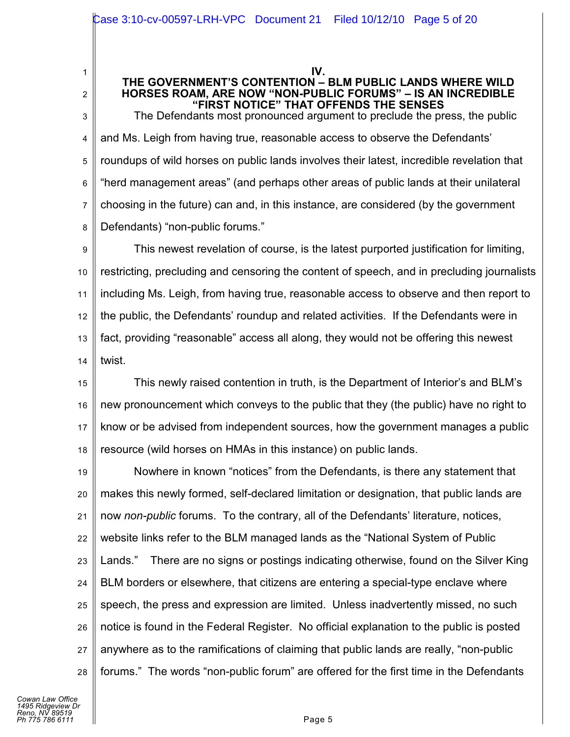## IV.

## THE GOVERNMENT'S CONTENTION – BLM PUBLIC LANDS WHERE WILD HORSES ROAM, ARE NOW "NON-PUBLIC FORUMS" – IS AN INCREDIBLE "FIRST NOTICE" THAT OFFENDS THE SENSES

The Defendants most pronounced argument to preclude the press, the public and Ms. Leigh from having true, reasonable access to observe the Defendants' roundups of wild horses on public lands involves their latest, incredible revelation that "herd management areas" (and perhaps other areas of public lands at their unilateral choosing in the future) can and, in this instance, are considered (by the government Defendants) "non-public forums."

This newest revelation of course, is the latest purported justification for limiting, restricting, precluding and censoring the content of speech, and in precluding journalists including Ms. Leigh, from having true, reasonable access to observe and then report to the public, the Defendants' roundup and related activities. If the Defendants were in fact, providing "reasonable" access all along, they would not be offering this newest twist.

This newly raised contention in truth, is the Department of Interior's and BLM's new pronouncement which conveys to the public that they (the public) have no right to know or be advised from independent sources, how the government manages a public resource (wild horses on HMAs in this instance) on public lands.

Nowhere in known "notices" from the Defendants, is there any statement that makes this newly formed, self-declared limitation or designation, that public lands are now *non-public* forums. To the contrary, all of the Defendants' literature, notices, website links refer to the BLM managed lands as the "National System of Public Lands." There are no signs or postings indicating otherwise, found on the Silver King BLM borders or elsewhere, that citizens are entering a special-type enclave where speech, the press and expression are limited. Unless inadvertently missed, no such notice is found in the Federal Register. No official explanation to the public is posted anywhere as to the ramifications of claiming that public lands are really, "non-public forums." The words "non-public forum" are offered for the first time in the Defendants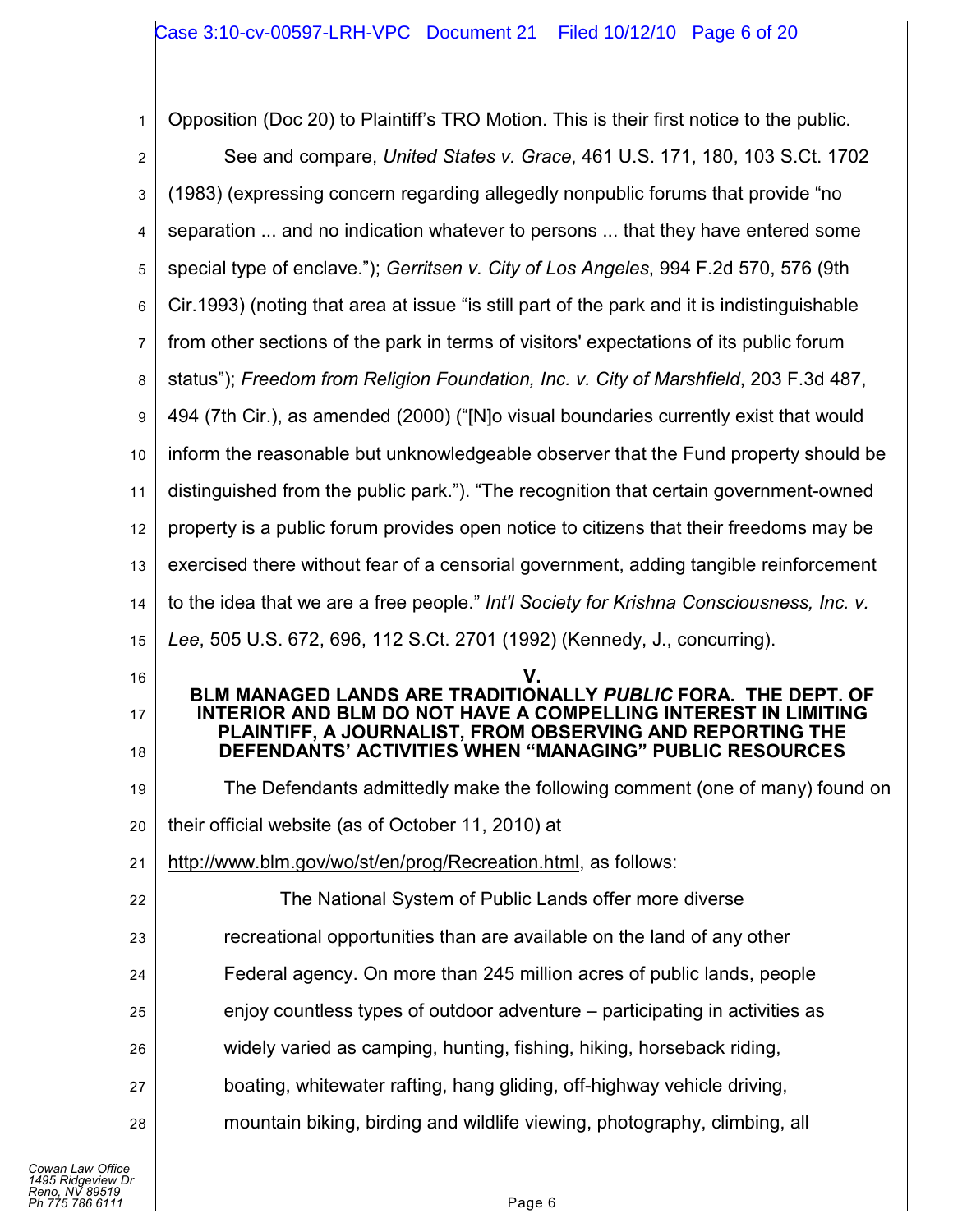Opposition (Doc 20) to Plaintiff's TRO Motion. This is their first notice to the public.

See and compare, *United States v. Grace*, 461 U.S. 171, 180, 103 S.Ct. 1702 (1983) (expressing concern regarding allegedly nonpublic forums that provide "no separation ... and no indication whatever to persons ... that they have entered some special type of enclave."); *Gerritsen v. City of Los Angeles*, 994 F.2d 570, 576 (9th Cir.1993) (noting that area at issue "is still part of the park and it is indistinguishable from other sections of the park in terms of visitors' expectations of its public forum status"); *Freedom from Religion Foundation, Inc. v. City of Marshfield*, 203 F.3d 487, 494 (7th Cir.), as amended (2000) ("[N]o visual boundaries currently exist that would inform the reasonable but unknowledgeable observer that the Fund property should be distinguished from the public park."). "The recognition that certain government-owned property is a public forum provides open notice to citizens that their freedoms may be exercised there without fear of a censorial government, adding tangible reinforcement to the idea that we are a free people." *Int'l Society for Krishna Consciousness, Inc. v. Lee*, 505 U.S. 672, 696, 112 S.Ct. 2701 (1992) (Kennedy, J., concurring).

## V.
## BLM MANAGED LANDS ARE TRADITIONALLY *PUBLIC* FORA. THE DEPT. OF INTERIOR AND BLM DO NOT HAVE A COMPELLING INTEREST IN LIMITING PLAINTIFF, A JOURNALIST, FROM OBSERVING AND REPORTING THE DEFENDANTS' ACTIVITIES WHEN "MANAGING" PUBLIC RESOURCES

The Defendants admittedly make the following comment (one of many) found on their official website (as of October 11, 2010) at http://www.blm.gov/wo/st/en/prog/Recreation.html, as follows:

> The National System of Public Lands offer more diverse recreational opportunities than are available on the land of any other Federal agency. On more than 245 million acres of public lands, people enjoy countless types of outdoor adventure – participating in activities as widely varied as camping, hunting, fishing, hiking, horseback riding, boating, whitewater rafting, hang gliding, off-highway vehicle driving, mountain biking, birding and wildlife viewing, photography, climbing, all

Cowan Law Office
1495 Ridgeview Dr
Reno, NV 89519
Ph 775 786 6111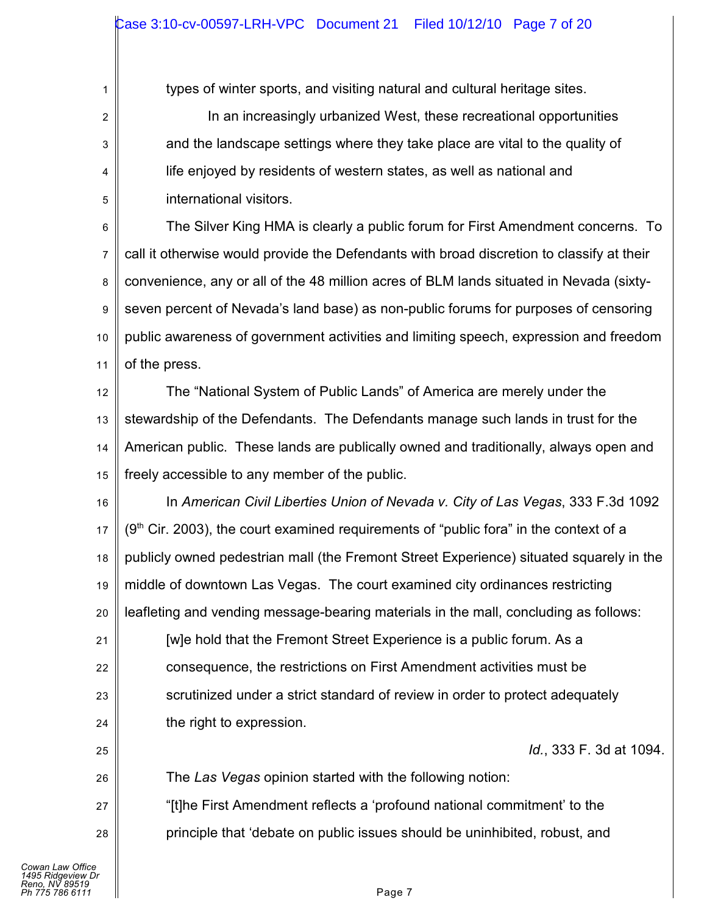types of winter sports, and visiting natural and cultural heritage sites.

> In an increasingly urbanized West, these recreational opportunities and the landscape settings where they take place are vital to the quality of life enjoyed by residents of western states, as well as national and international visitors.

The Silver King HMA is clearly a public forum for First Amendment concerns. To call it otherwise would provide the Defendants with broad discretion to classify at their convenience, any or all of the 48 million acres of BLM lands situated in Nevada (sixty-seven percent of Nevada's land base) as non-public forums for purposes of censoring public awareness of government activities and limiting speech, expression and freedom of the press.

The "National System of Public Lands" of America are merely under the stewardship of the Defendants. The Defendants manage such lands in trust for the American public. These lands are publically owned and traditionally, always open and freely accessible to any member of the public.

In *American Civil Liberties Union of Nevada v. City of Las Vegas*, 333 F.3d 1092 (9th Cir. 2003), the court examined requirements of "public fora" in the context of a publicly owned pedestrian mall (the Fremont Street Experience) situated squarely in the middle of downtown Las Vegas. The court examined city ordinances restricting leafleting and vending message-bearing materials in the mall, concluding as follows:

> [w]e hold that the Fremont Street Experience is a public forum. As a consequence, the restrictions on First Amendment activities must be scrutinized under a strict standard of review in order to protect adequately the right to expression.
>
> *Id.*, 333 F. 3d at 1094.

The *Las Vegas* opinion started with the following notion:

> "[t]he First Amendment reflects a 'profound national commitment' to the principle that 'debate on public issues should be uninhibited, robust, and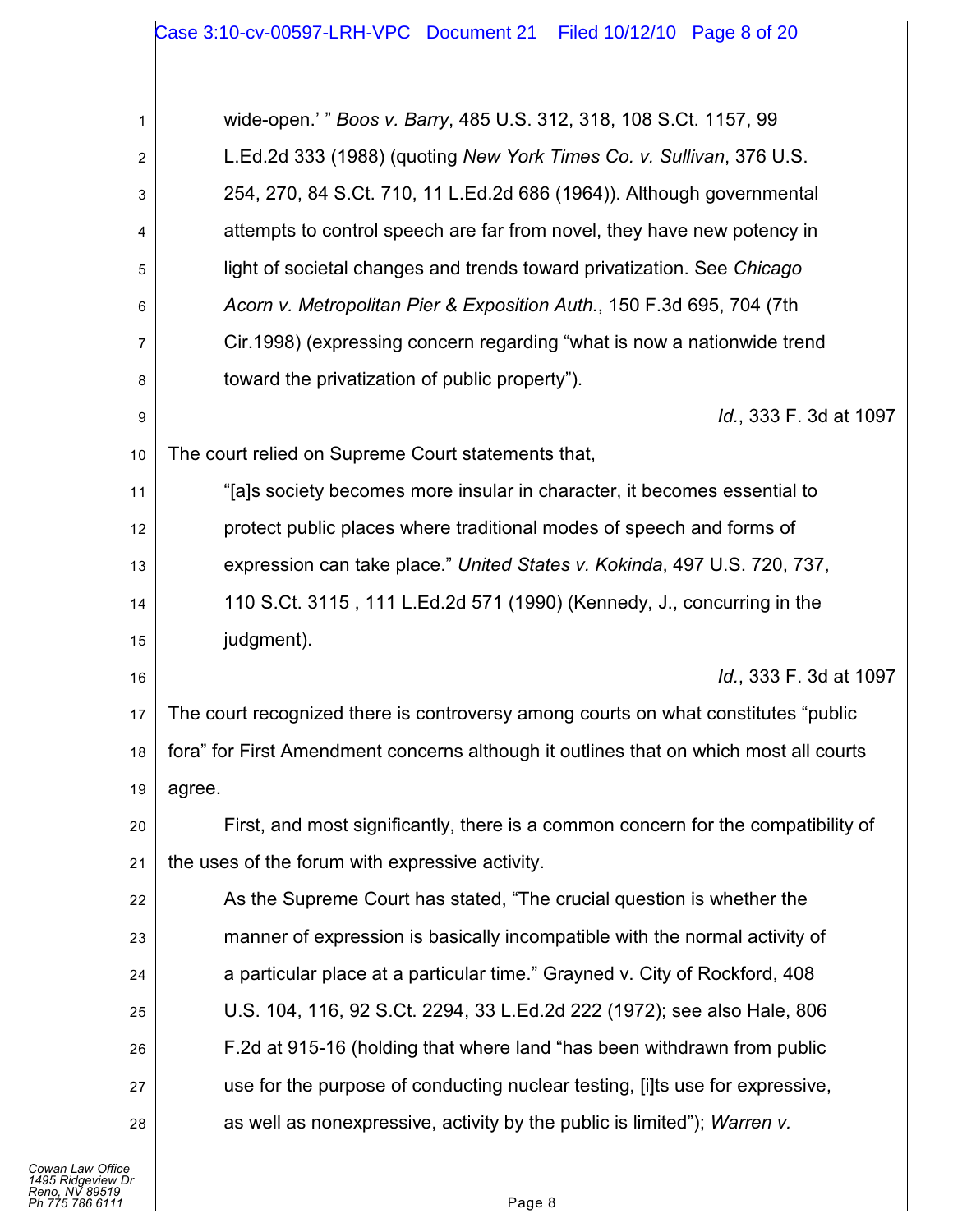> wide-open.' " *Boos v. Barry*, 485 U.S. 312, 318, 108 S.Ct. 1157, 99 L.Ed.2d 333 (1988) (quoting *New York Times Co. v. Sullivan*, 376 U.S. 254, 270, 84 S.Ct. 710, 11 L.Ed.2d 686 (1964)). Although governmental attempts to control speech are far from novel, they have new potency in light of societal changes and trends toward privatization. See *Chicago Acorn v. Metropolitan Pier & Exposition Auth.*, 150 F.3d 695, 704 (7th Cir.1998) (expressing concern regarding "what is now a nationwide trend toward the privatization of public property").

*Id.*, 333 F. 3d at 1097

The court relied on Supreme Court statements that,

> "[a]s society becomes more insular in character, it becomes essential to protect public places where traditional modes of speech and forms of expression can take place." *United States v. Kokinda*, 497 U.S. 720, 737, 110 S.Ct. 3115 , 111 L.Ed.2d 571 (1990) (Kennedy, J., concurring in the judgment).

*Id.*, 333 F. 3d at 1097

The court recognized there is controversy among courts on what constitutes "public fora" for First Amendment concerns although it outlines that on which most all courts agree.

First, and most significantly, there is a common concern for the compatibility of the uses of the forum with expressive activity.

> As the Supreme Court has stated, "The crucial question is whether the manner of expression is basically incompatible with the normal activity of a particular place at a particular time." Grayned v. City of Rockford, 408 U.S. 104, 116, 92 S.Ct. 2294, 33 L.Ed.2d 222 (1972); see also Hale, 806 F.2d at 915-16 (holding that where land "has been withdrawn from public use for the purpose of conducting nuclear testing, [i]ts use for expressive, as well as nonexpressive, activity by the public is limited"); *Warren v.*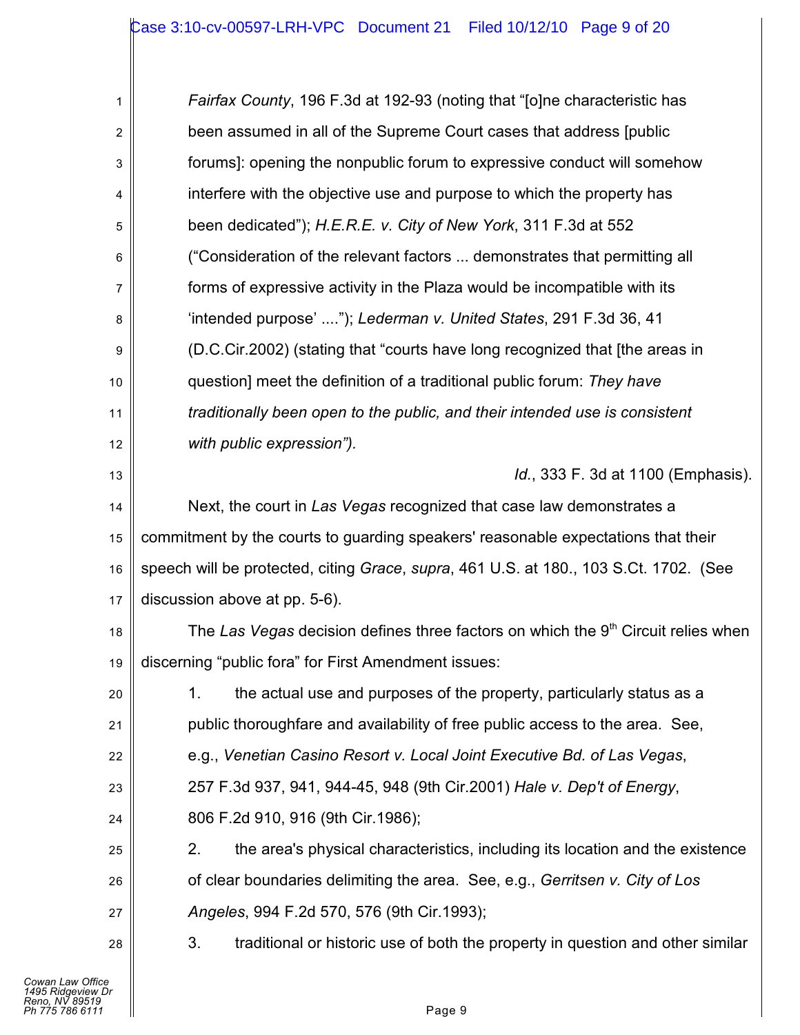*Fairfax County*, 196 F.3d at 192-93 (noting that "[o]ne characteristic has been assumed in all of the Supreme Court cases that address [public forums]: opening the nonpublic forum to expressive conduct will somehow interfere with the objective use and purpose to which the property has been dedicated"); *H.E.R.E. v. City of New York*, 311 F.3d at 552 ("Consideration of the relevant factors ... demonstrates that permitting all forms of expressive activity in the Plaza would be incompatible with its 'intended purpose' ...."); *Lederman v. United States*, 291 F.3d 36, 41 (D.C.Cir.2002) (stating that "courts have long recognized that [the areas in question] meet the definition of a traditional public forum: *They have traditionally been open to the public, and their intended use is consistent with public expression").*

*Id.*, 333 F. 3d at 1100 (Emphasis).

Next, the court in *Las Vegas* recognized that case law demonstrates a commitment by the courts to guarding speakers' reasonable expectations that their speech will be protected, citing *Grace*, *supra*, 461 U.S. at 180., 103 S.Ct. 1702. (See discussion above at pp. 5-6).

The *Las Vegas* decision defines three factors on which the 9th Circuit relies when discerning "public fora" for First Amendment issues:

1. the actual use and purposes of the property, particularly status as a public thoroughfare and availability of free public access to the area. See, e.g., *Venetian Casino Resort v. Local Joint Executive Bd. of Las Vegas*, 257 F.3d 937, 941, 944-45, 948 (9th Cir.2001) *Hale v. Dep't of Energy*, 806 F.2d 910, 916 (9th Cir.1986);
2. the area's physical characteristics, including its location and the existence of clear boundaries delimiting the area. See, e.g., *Gerritsen v. City of Los Angeles*, 994 F.2d 570, 576 (9th Cir.1993);
3. traditional or historic use of both the property in question and other similar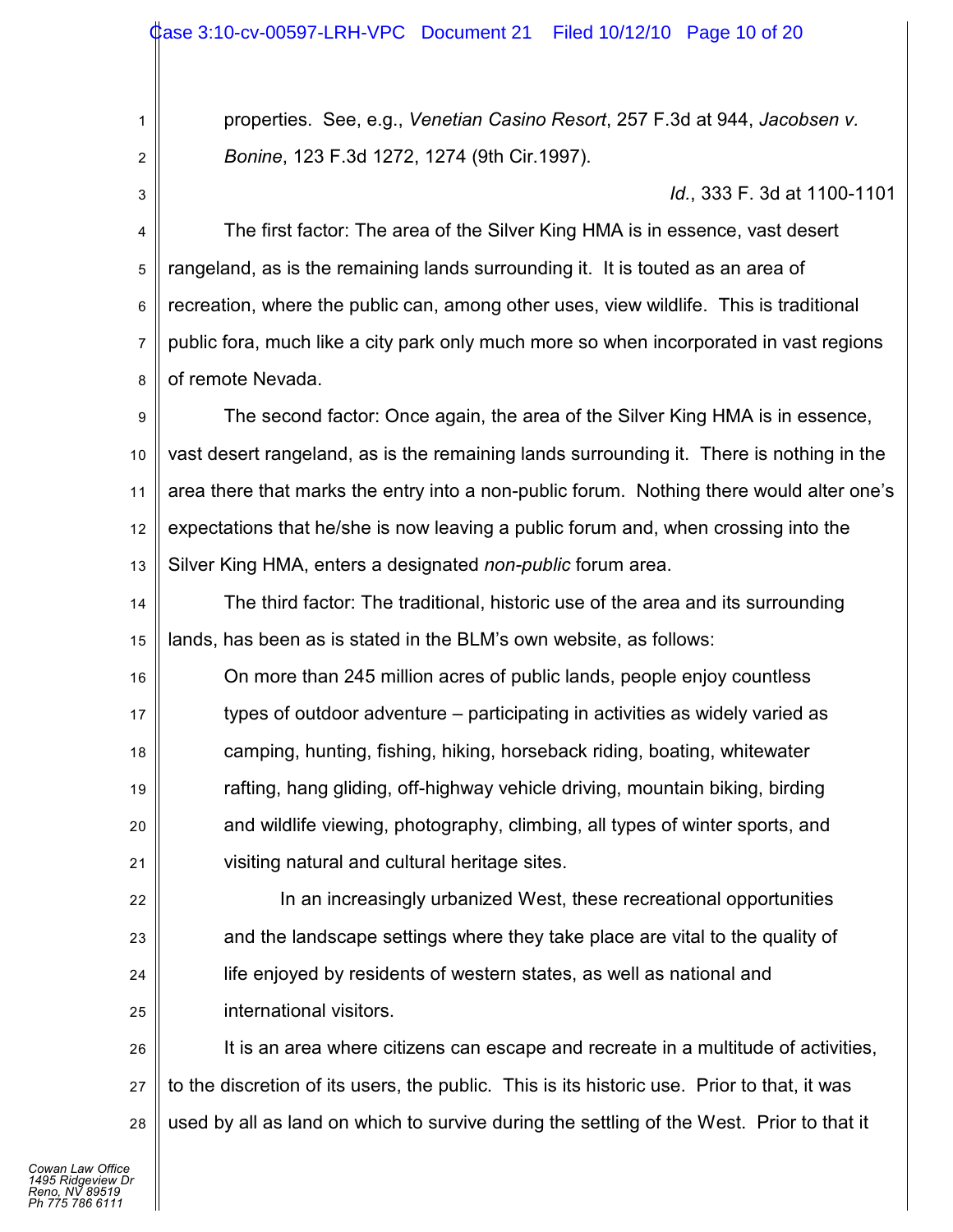properties. See, e.g., *Venetian Casino Resort*, 257 F.3d at 944, *Jacobsen v. Bonine*, 123 F.3d 1272, 1274 (9th Cir.1997).

*Id.*, 333 F. 3d at 1100-1101

The first factor: The area of the Silver King HMA is in essence, vast desert rangeland, as is the remaining lands surrounding it. It is touted as an area of recreation, where the public can, among other uses, view wildlife. This is traditional public fora, much like a city park only much more so when incorporated in vast regions of remote Nevada.

The second factor: Once again, the area of the Silver King HMA is in essence, vast desert rangeland, as is the remaining lands surrounding it. There is nothing in the area there that marks the entry into a non-public forum. Nothing there would alter one's expectations that he/she is now leaving a public forum and, when crossing into the Silver King HMA, enters a designated *non-public* forum area.

The third factor: The traditional, historic use of the area and its surrounding lands, has been as is stated in the BLM's own website, as follows:

> On more than 245 million acres of public lands, people enjoy countless types of outdoor adventure – participating in activities as widely varied as camping, hunting, fishing, hiking, horseback riding, boating, whitewater rafting, hang gliding, off-highway vehicle driving, mountain biking, birding and wildlife viewing, photography, climbing, all types of winter sports, and visiting natural and cultural heritage sites.
>
> In an increasingly urbanized West, these recreational opportunities and the landscape settings where they take place are vital to the quality of life enjoyed by residents of western states, as well as national and international visitors.

It is an area where citizens can escape and recreate in a multitude of activities, to the discretion of its users, the public. This is its historic use. Prior to that, it was used by all as land on which to survive during the settling of the West. Prior to that it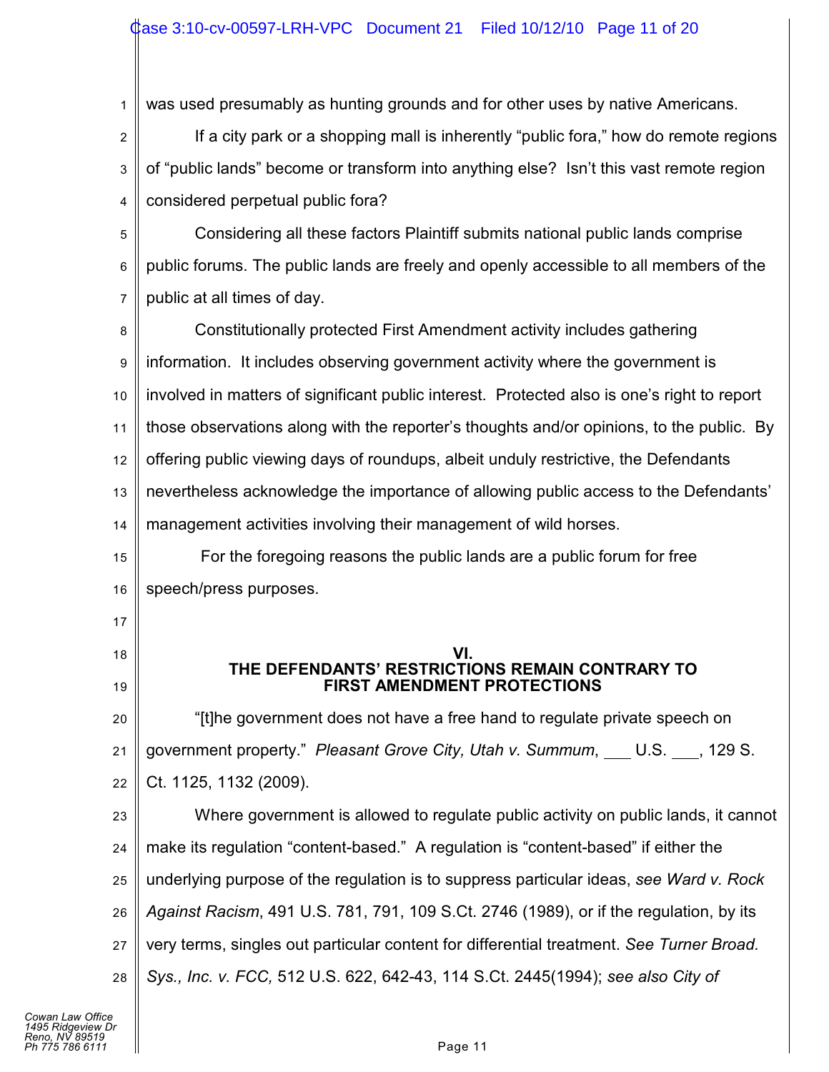was used presumably as hunting grounds and for other uses by native Americans.

If a city park or a shopping mall is inherently "public fora," how do remote regions of "public lands" become or transform into anything else? Isn't this vast remote region considered perpetual public fora?

Considering all these factors Plaintiff submits national public lands comprise public forums. The public lands are freely and openly accessible to all members of the public at all times of day.

Constitutionally protected First Amendment activity includes gathering information. It includes observing government activity where the government is involved in matters of significant public interest. Protected also is one's right to report those observations along with the reporter's thoughts and/or opinions, to the public. By offering public viewing days of roundups, albeit unduly restrictive, the Defendants nevertheless acknowledge the importance of allowing public access to the Defendants' management activities involving their management of wild horses.

For the foregoing reasons the public lands are a public forum for free speech/press purposes.

## VI.
## THE DEFENDANTS' RESTRICTIONS REMAIN CONTRARY TO FIRST AMENDMENT PROTECTIONS

"[t]he government does not have a free hand to regulate private speech on government property." *Pleasant Grove City, Utah v. Summum*, ___ U.S. ___, 129 S. Ct. 1125, 1132 (2009).

Where government is allowed to regulate public activity on public lands, it cannot make its regulation "content-based." A regulation is "content-based" if either the underlying purpose of the regulation is to suppress particular ideas, *see Ward v. Rock Against Racism*, 491 U.S. 781, 791, 109 S.Ct. 2746 (1989), or if the regulation, by its very terms, singles out particular content for differential treatment. *See Turner Broad. Sys., Inc. v. FCC,* 512 U.S. 622, 642-43, 114 S.Ct. 2445(1994); *see also City of*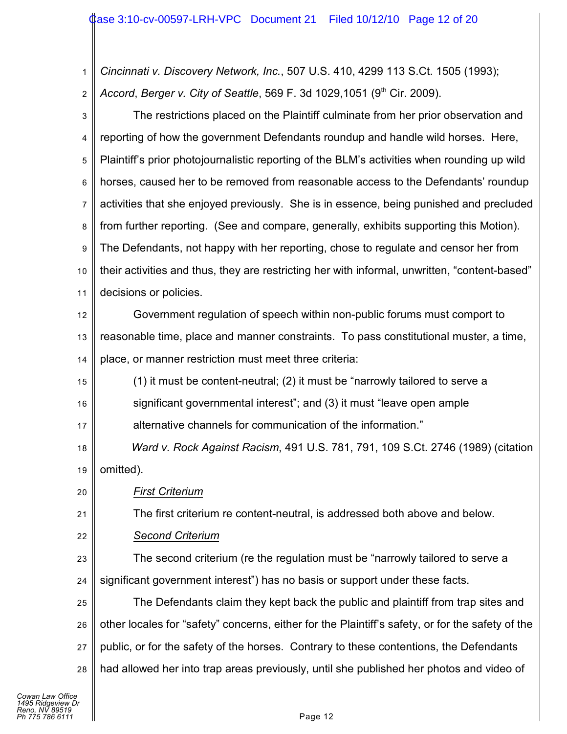*Cincinnati v. Discovery Network, Inc.*, 507 U.S. 410, 4299 113 S.Ct. 1505 (1993); *Accord*, *Berger v. City of Seattle*, 569 F. 3d 1029,1051 (9th Cir. 2009).

The restrictions placed on the Plaintiff culminate from her prior observation and reporting of how the government Defendants roundup and handle wild horses. Here, Plaintiff's prior photojournalistic reporting of the BLM's activities when rounding up wild horses, caused her to be removed from reasonable access to the Defendants' roundup activities that she enjoyed previously. She is in essence, being punished and precluded from further reporting. (See and compare, generally, exhibits supporting this Motion). The Defendants, not happy with her reporting, chose to regulate and censor her from their activities and thus, they are restricting her with informal, unwritten, "content-based" decisions or policies.

Government regulation of speech within non-public forums must comport to reasonable time, place and manner constraints. To pass constitutional muster, a time, place, or manner restriction must meet three criteria:

> (1) it must be content-neutral; (2) it must be "narrowly tailored to serve a significant governmental interest"; and (3) it must "leave open ample alternative channels for communication of the information."

*Ward v. Rock Against Racism*, 491 U.S. 781, 791, 109 S.Ct. 2746 (1989) (citation omitted).

*<u>First Criterium</u>*

The first criterium re content-neutral, is addressed both above and below.

*<u>Second Criterium</u>*

The second criterium (re the regulation must be "narrowly tailored to serve a significant government interest") has no basis or support under these facts.

The Defendants claim they kept back the public and plaintiff from trap sites and other locales for "safety" concerns, either for the Plaintiff's safety, or for the safety of the public, or for the safety of the horses. Contrary to these contentions, the Defendants had allowed her into trap areas previously, until she published her photos and video of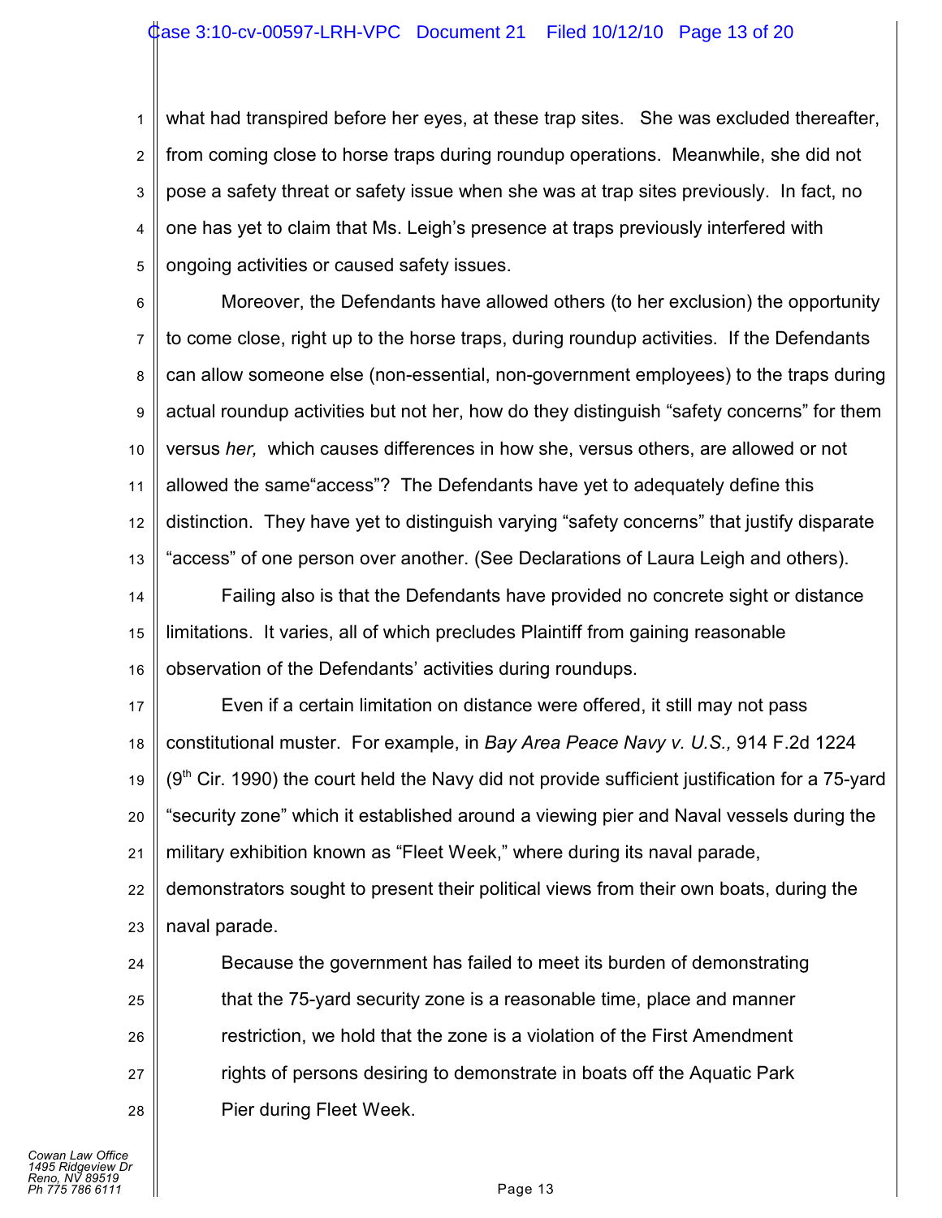what had transpired before her eyes, at these trap sites. She was excluded thereafter, from coming close to horse traps during roundup operations. Meanwhile, she did not pose a safety threat or safety issue when she was at trap sites previously. In fact, no one has yet to claim that Ms. Leigh's presence at traps previously interfered with ongoing activities or caused safety issues.

Moreover, the Defendants have allowed others (to her exclusion) the opportunity to come close, right up to the horse traps, during roundup activities. If the Defendants can allow someone else (non-essential, non-government employees) to the traps during actual roundup activities but not her, how do they distinguish "safety concerns" for them versus *her,* which causes differences in how she, versus others, are allowed or not allowed the same"access"? The Defendants have yet to adequately define this distinction. They have yet to distinguish varying "safety concerns" that justify disparate "access" of one person over another. (See Declarations of Laura Leigh and others).

Failing also is that the Defendants have provided no concrete sight or distance limitations. It varies, all of which precludes Plaintiff from gaining reasonable observation of the Defendants' activities during roundups.

Even if a certain limitation on distance were offered, it still may not pass constitutional muster. For example, in *Bay Area Peace Navy v. U.S.,* 914 F.2d 1224 (9th Cir. 1990) the court held the Navy did not provide sufficient justification for a 75-yard "security zone" which it established around a viewing pier and Naval vessels during the military exhibition known as "Fleet Week," where during its naval parade, demonstrators sought to present their political views from their own boats, during the naval parade.

> Because the government has failed to meet its burden of demonstrating that the 75-yard security zone is a reasonable time, place and manner restriction, we hold that the zone is a violation of the First Amendment rights of persons desiring to demonstrate in boats off the Aquatic Park Pier during Fleet Week.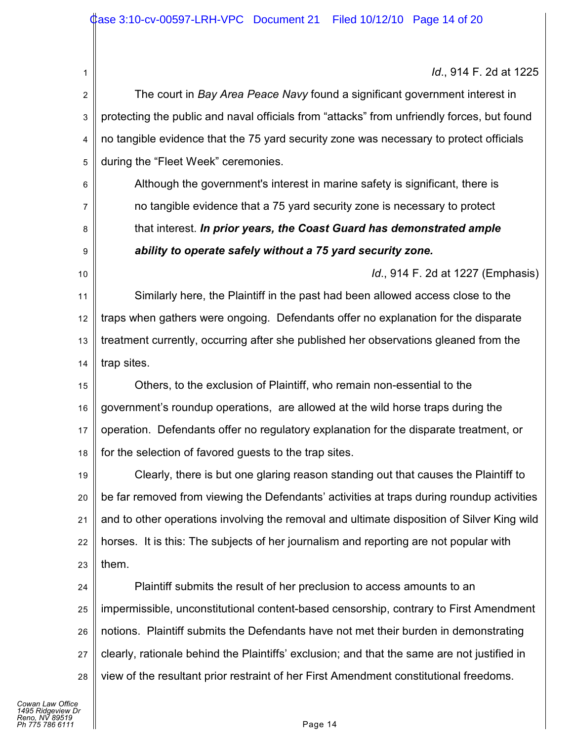*Id*., 914 F. 2d at 1225

The court in *Bay Area Peace Navy* found a significant government interest in protecting the public and naval officials from "attacks" from unfriendly forces, but found no tangible evidence that the 75 yard security zone was necessary to protect officials during the "Fleet Week" ceremonies.

> Although the government's interest in marine safety is significant, there is no tangible evidence that a 75 yard security zone is necessary to protect that interest. ***In prior years, the Coast Guard has demonstrated ample ability to operate safely without a 75 yard security zone.***

*Id*., 914 F. 2d at 1227 (Emphasis)

Similarly here, the Plaintiff in the past had been allowed access close to the traps when gathers were ongoing. Defendants offer no explanation for the disparate treatment currently, occurring after she published her observations gleaned from the trap sites.

Others, to the exclusion of Plaintiff, who remain non-essential to the government's roundup operations, are allowed at the wild horse traps during the operation. Defendants offer no regulatory explanation for the disparate treatment, or for the selection of favored guests to the trap sites.

Clearly, there is but one glaring reason standing out that causes the Plaintiff to be far removed from viewing the Defendants' activities at traps during roundup activities and to other operations involving the removal and ultimate disposition of Silver King wild horses. It is this: The subjects of her journalism and reporting are not popular with them.

Plaintiff submits the result of her preclusion to access amounts to an impermissible, unconstitutional content-based censorship, contrary to First Amendment notions. Plaintiff submits the Defendants have not met their burden in demonstrating clearly, rationale behind the Plaintiffs' exclusion; and that the same are not justified in view of the resultant prior restraint of her First Amendment constitutional freedoms.

*Cowan Law Office*
*1495 Ridgeview Dr*
*Reno, NV 89519*
*Ph 775 786 6111*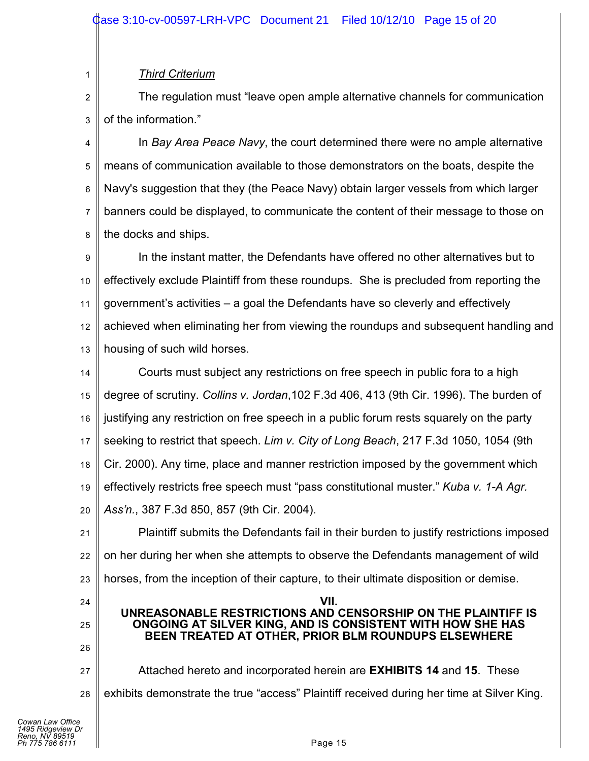*Third Criterium*

The regulation must "leave open ample alternative channels for communication of the information."

In *Bay Area Peace Navy*, the court determined there were no ample alternative means of communication available to those demonstrators on the boats, despite the Navy's suggestion that they (the Peace Navy) obtain larger vessels from which larger banners could be displayed, to communicate the content of their message to those on the docks and ships.

In the instant matter, the Defendants have offered no other alternatives but to effectively exclude Plaintiff from these roundups. She is precluded from reporting the government's activities – a goal the Defendants have so cleverly and effectively achieved when eliminating her from viewing the roundups and subsequent handling and housing of such wild horses.

Courts must subject any restrictions on free speech in public fora to a high degree of scrutiny. *Collins v. Jordan*,102 F.3d 406, 413 (9th Cir. 1996). The burden of justifying any restriction on free speech in a public forum rests squarely on the party seeking to restrict that speech. *Lim v. City of Long Beach*, 217 F.3d 1050, 1054 (9th Cir. 2000). Any time, place and manner restriction imposed by the government which effectively restricts free speech must "pass constitutional muster." *Kuba v. 1-A Agr. Ass'n.*, 387 F.3d 850, 857 (9th Cir. 2004).

Plaintiff submits the Defendants fail in their burden to justify restrictions imposed on her during her when she attempts to observe the Defendants management of wild horses, from the inception of their capture, to their ultimate disposition or demise.

## VII.
## UNREASONABLE RESTRICTIONS AND CENSORSHIP ON THE PLAINTIFF IS ONGOING AT SILVER KING, AND IS CONSISTENT WITH HOW SHE HAS BEEN TREATED AT OTHER, PRIOR BLM ROUNDUPS ELSEWHERE

Attached hereto and incorporated herein are **EXHIBITS 14** and **15**. These exhibits demonstrate the true "access" Plaintiff received during her time at Silver King.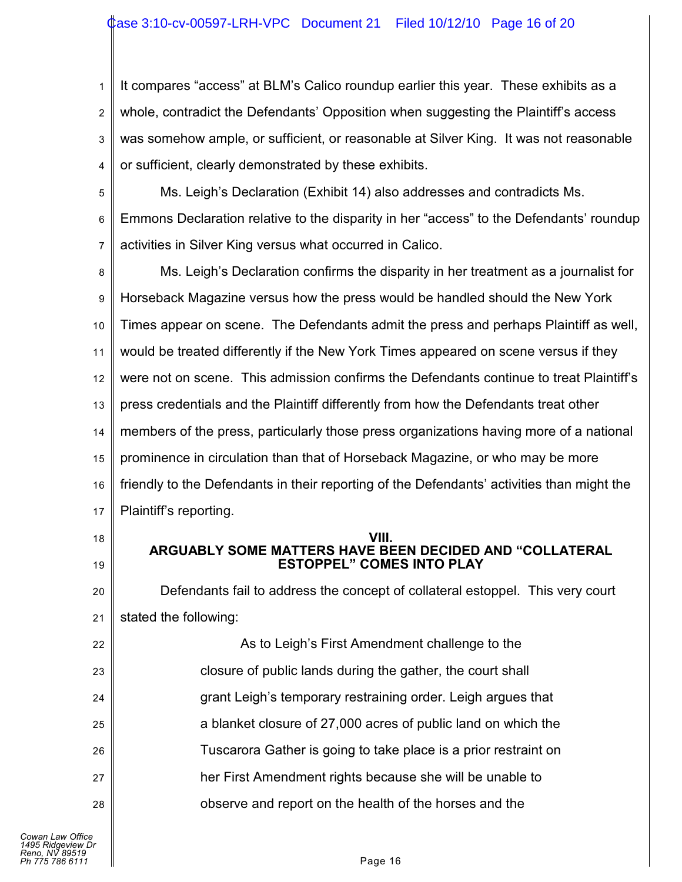It compares "access" at BLM's Calico roundup earlier this year. These exhibits as a whole, contradict the Defendants' Opposition when suggesting the Plaintiff's access was somehow ample, or sufficient, or reasonable at Silver King. It was not reasonable or sufficient, clearly demonstrated by these exhibits.

Ms. Leigh's Declaration (Exhibit 14) also addresses and contradicts Ms. Emmons Declaration relative to the disparity in her "access" to the Defendants' roundup activities in Silver King versus what occurred in Calico.

Ms. Leigh's Declaration confirms the disparity in her treatment as a journalist for Horseback Magazine versus how the press would be handled should the New York Times appear on scene. The Defendants admit the press and perhaps Plaintiff as well, would be treated differently if the New York Times appeared on scene versus if they were not on scene. This admission confirms the Defendants continue to treat Plaintiff's press credentials and the Plaintiff differently from how the Defendants treat other members of the press, particularly those press organizations having more of a national prominence in circulation than that of Horseback Magazine, or who may be more friendly to the Defendants in their reporting of the Defendants' activities than might the Plaintiff's reporting.

## VIII.
## ARGUABLY SOME MATTERS HAVE BEEN DECIDED AND "COLLATERAL ESTOPPEL" COMES INTO PLAY

Defendants fail to address the concept of collateral estoppel. This very court stated the following:

> As to Leigh's First Amendment challenge to the closure of public lands during the gather, the court shall grant Leigh's temporary restraining order. Leigh argues that a blanket closure of 27,000 acres of public land on which the Tuscarora Gather is going to take place is a prior restraint on her First Amendment rights because she will be unable to observe and report on the health of the horses and the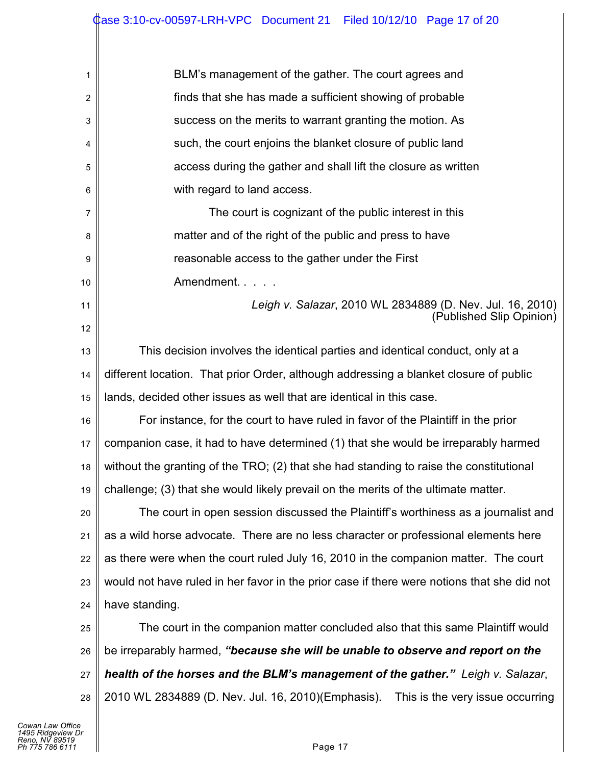> BLM's management of the gather. The court agrees and finds that she has made a sufficient showing of probable success on the merits to warrant granting the motion. As such, the court enjoins the blanket closure of public land access during the gather and shall lift the closure as written with regard to land access.
>
> The court is cognizant of the public interest in this matter and of the right of the public and press to have reasonable access to the gather under the First Amendment. . . . .
>
> *Leigh v. Salazar*, 2010 WL 2834889 (D. Nev. Jul. 16, 2010) (Published Slip Opinion)

This decision involves the identical parties and identical conduct, only at a different location. That prior Order, although addressing a blanket closure of public lands, decided other issues as well that are identical in this case.

For instance, for the court to have ruled in favor of the Plaintiff in the prior companion case, it had to have determined (1) that she would be irreparably harmed without the granting of the TRO; (2) that she had standing to raise the constitutional challenge; (3) that she would likely prevail on the merits of the ultimate matter.

The court in open session discussed the Plaintiff's worthiness as a journalist and as a wild horse advocate. There are no less character or professional elements here as there were when the court ruled July 16, 2010 in the companion matter. The court would not have ruled in her favor in the prior case if there were notions that she did not have standing.

The court in the companion matter concluded also that this same Plaintiff would be irreparably harmed, ***"because she will be unable to observe and report on the health of the horses and the BLM's management of the gather."*** *Leigh v. Salazar*, 2010 WL 2834889 (D. Nev. Jul. 16, 2010)(Emphasis). This is the very issue occurring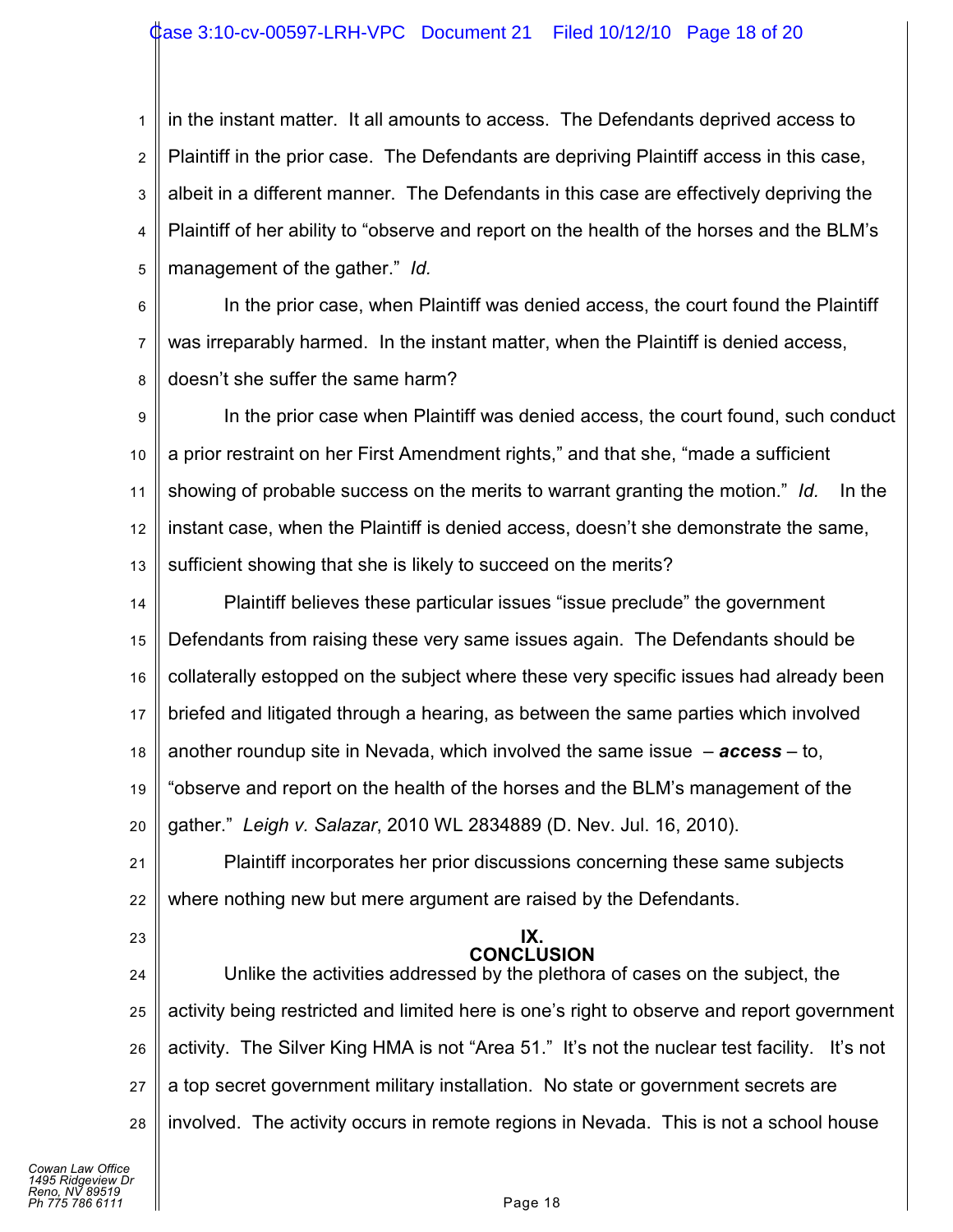in the instant matter. It all amounts to access. The Defendants deprived access to Plaintiff in the prior case. The Defendants are depriving Plaintiff access in this case, albeit in a different manner. The Defendants in this case are effectively depriving the Plaintiff of her ability to "observe and report on the health of the horses and the BLM's management of the gather." *Id.*

In the prior case, when Plaintiff was denied access, the court found the Plaintiff was irreparably harmed. In the instant matter, when the Plaintiff is denied access, doesn't she suffer the same harm?

In the prior case when Plaintiff was denied access, the court found, such conduct a prior restraint on her First Amendment rights," and that she, "made a sufficient showing of probable success on the merits to warrant granting the motion." *Id.* In the instant case, when the Plaintiff is denied access, doesn't she demonstrate the same, sufficient showing that she is likely to succeed on the merits?

Plaintiff believes these particular issues "issue preclude" the government Defendants from raising these very same issues again. The Defendants should be collaterally estopped on the subject where these very specific issues had already been briefed and litigated through a hearing, as between the same parties which involved another roundup site in Nevada, which involved the same issue – ***access*** – to, "observe and report on the health of the horses and the BLM's management of the gather." *Leigh v. Salazar*, 2010 WL 2834889 (D. Nev. Jul. 16, 2010).

Plaintiff incorporates her prior discussions concerning these same subjects where nothing new but mere argument are raised by the Defendants.

## IX. CONCLUSION

Unlike the activities addressed by the plethora of cases on the subject, the activity being restricted and limited here is one's right to observe and report government activity. The Silver King HMA is not "Area 51." It's not the nuclear test facility. It's not a top secret government military installation. No state or government secrets are involved. The activity occurs in remote regions in Nevada. This is not a school house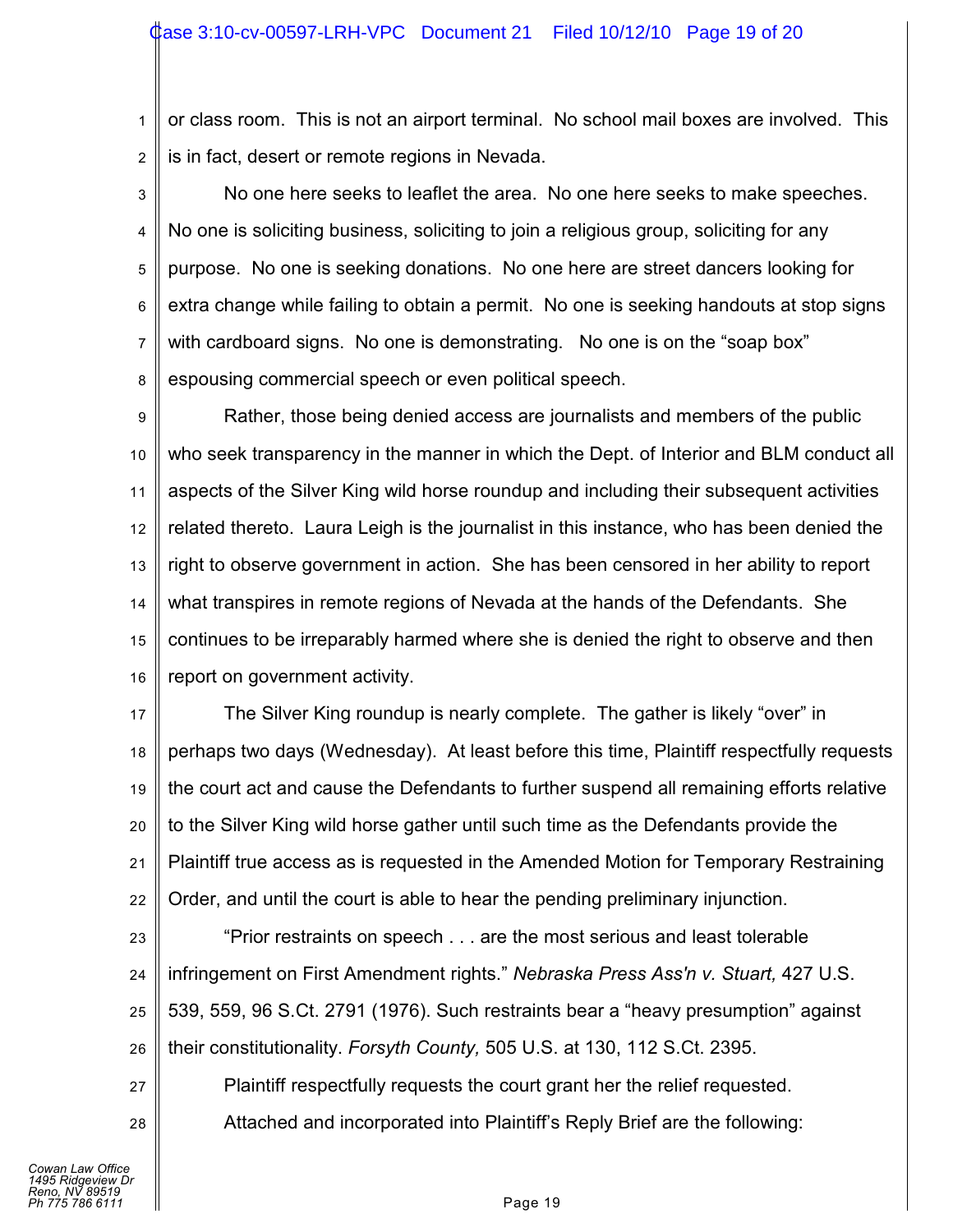or class room. This is not an airport terminal. No school mail boxes are involved. This is in fact, desert or remote regions in Nevada.

No one here seeks to leaflet the area. No one here seeks to make speeches. No one is soliciting business, soliciting to join a religious group, soliciting for any purpose. No one is seeking donations. No one here are street dancers looking for extra change while failing to obtain a permit. No one is seeking handouts at stop signs with cardboard signs. No one is demonstrating. No one is on the "soap box" espousing commercial speech or even political speech.

Rather, those being denied access are journalists and members of the public who seek transparency in the manner in which the Dept. of Interior and BLM conduct all aspects of the Silver King wild horse roundup and including their subsequent activities related thereto. Laura Leigh is the journalist in this instance, who has been denied the right to observe government in action. She has been censored in her ability to report what transpires in remote regions of Nevada at the hands of the Defendants. She continues to be irreparably harmed where she is denied the right to observe and then report on government activity.

The Silver King roundup is nearly complete. The gather is likely "over" in perhaps two days (Wednesday). At least before this time, Plaintiff respectfully requests the court act and cause the Defendants to further suspend all remaining efforts relative to the Silver King wild horse gather until such time as the Defendants provide the Plaintiff true access as is requested in the Amended Motion for Temporary Restraining Order, and until the court is able to hear the pending preliminary injunction.

"Prior restraints on speech . . . are the most serious and least tolerable infringement on First Amendment rights." *Nebraska Press Ass'n v. Stuart,* 427 U.S. 539, 559, 96 S.Ct. 2791 (1976). Such restraints bear a "heavy presumption" against their constitutionality. *Forsyth County,* 505 U.S. at 130, 112 S.Ct. 2395.

Plaintiff respectfully requests the court grant her the relief requested.

Attached and incorporated into Plaintiff's Reply Brief are the following:

*Cowan Law Office*
*1495 Ridgeview Dr*
*Reno, NV 89519*
*Ph 775 786 6111*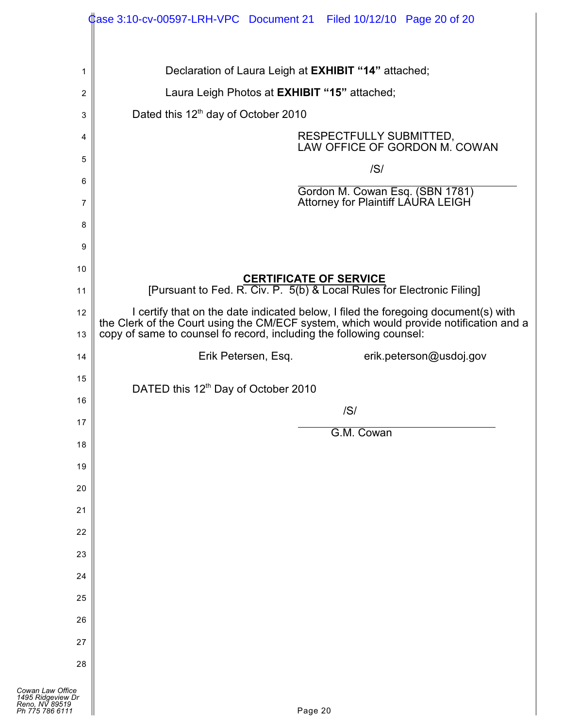Declaration of Laura Leigh at **EXHIBIT "14"** attached;

Laura Leigh Photos at **EXHIBIT "15"** attached;

Dated this 12th day of October 2010

RESPECTFULLY SUBMITTED,
LAW OFFICE OF GORDON M. COWAN

/S/

Gordon M. Cowan Esq. (SBN 1781)
Attorney for Plaintiff LAURA LEIGH

## CERTIFICATE OF SERVICE

[Pursuant to Fed. R. Civ. P. 5(b) & Local Rules for Electronic Filing]

I certify that on the date indicated below, I filed the foregoing document(s) with the Clerk of the Court using the CM/ECF system, which would provide notification and a copy of same to counsel fo record, including the following counsel:

Erik Petersen, Esq. erik.peterson@usdoj.gov

DATED this 12th Day of October 2010

/S/

G.M. Cowan

Cowan Law Office
1495 Ridgeview Dr
Reno, NV 89519
Ph 775 786 6111